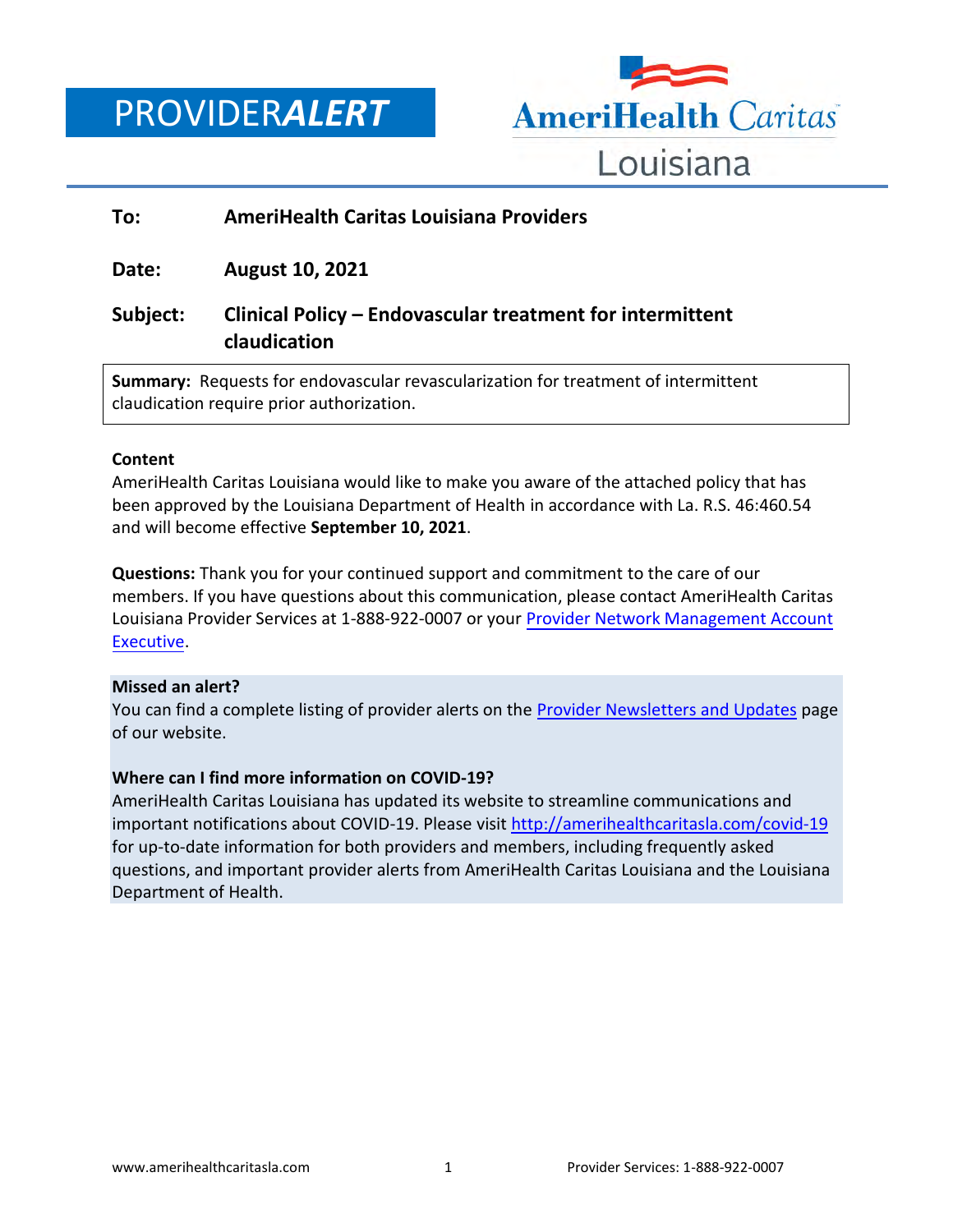# PROVIDER*ALERT*

AmeriHealth Caritas Louisiana

**To:** **AmeriHealth Caritas Louisiana Providers**

**Date:** **August 10, 2021**

**Subject:** **Clinical Policy – Endovascular treatment for intermittent claudication**

**Summary:** Requests for endovascular revascularization for treatment of intermittent claudication require prior authorization.

**Content**

AmeriHealth Caritas Louisiana would like to make you aware of the attached policy that has been approved by the Louisiana Department of Health in accordance with La. R.S. 46:460.54 and will become effective **September 10, 2021**.

**Questions:** Thank you for your continued support and commitment to the care of our members. If you have questions about this communication, please contact AmeriHealth Caritas Louisiana Provider Services at 1-888-922-0007 or your Provider Network Management Account Executive.

**Missed an alert?**

You can find a complete listing of provider alerts on the Provider Newsletters and Updates page of our website.

**Where can I find more information on COVID-19?**

AmeriHealth Caritas Louisiana has updated its website to streamline communications and important notifications about COVID-19. Please visit http://amerihealthcaritasla.com/covid-19 for up-to-date information for both providers and members, including frequently asked questions, and important provider alerts from AmeriHealth Caritas Louisiana and the Louisiana Department of Health.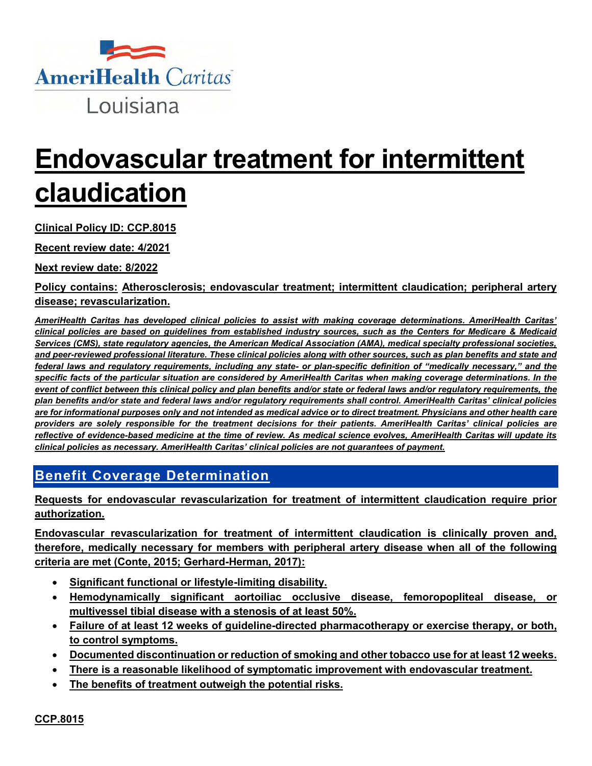AmeriHealth Caritas Louisiana

# Endovascular treatment for intermittent claudication

**Clinical Policy ID: CCP.8015**

**Recent review date: 4/2021**

**Next review date: 8/2022**

**Policy contains: Atherosclerosis; endovascular treatment; intermittent claudication; peripheral artery disease; revascularization.**

***AmeriHealth Caritas has developed clinical policies to assist with making coverage determinations. AmeriHealth Caritas' clinical policies are based on guidelines from established industry sources, such as the Centers for Medicare & Medicaid Services (CMS), state regulatory agencies, the American Medical Association (AMA), medical specialty professional societies, and peer-reviewed professional literature. These clinical policies along with other sources, such as plan benefits and state and federal laws and regulatory requirements, including any state- or plan-specific definition of "medically necessary," and the specific facts of the particular situation are considered by AmeriHealth Caritas when making coverage determinations. In the event of conflict between this clinical policy and plan benefits and/or state or federal laws and/or regulatory requirements, the plan benefits and/or state and federal laws and/or regulatory requirements shall control. AmeriHealth Caritas' clinical policies are for informational purposes only and not intended as medical advice or to direct treatment. Physicians and other health care providers are solely responsible for the treatment decisions for their patients. AmeriHealth Caritas' clinical policies are reflective of evidence-based medicine at the time of review. As medical science evolves, AmeriHealth Caritas will update its clinical policies as necessary. AmeriHealth Caritas' clinical policies are not guarantees of payment.***

## Benefit Coverage Determination

**Requests for endovascular revascularization for treatment of intermittent claudication require prior authorization.**

**Endovascular revascularization for treatment of intermittent claudication is clinically proven and, therefore, medically necessary for members with peripheral artery disease when all of the following criteria are met (Conte, 2015; Gerhard-Herman, 2017):**

- **Significant functional or lifestyle-limiting disability.**
- **Hemodynamically significant aortoiliac occlusive disease, femoropopliteal disease, or multivessel tibial disease with a stenosis of at least 50%.**
- **Failure of at least 12 weeks of guideline-directed pharmacotherapy or exercise therapy, or both, to control symptoms.**
- **Documented discontinuation or reduction of smoking and other tobacco use for at least 12 weeks.**
- **There is a reasonable likelihood of symptomatic improvement with endovascular treatment.**
- **The benefits of treatment outweigh the potential risks.**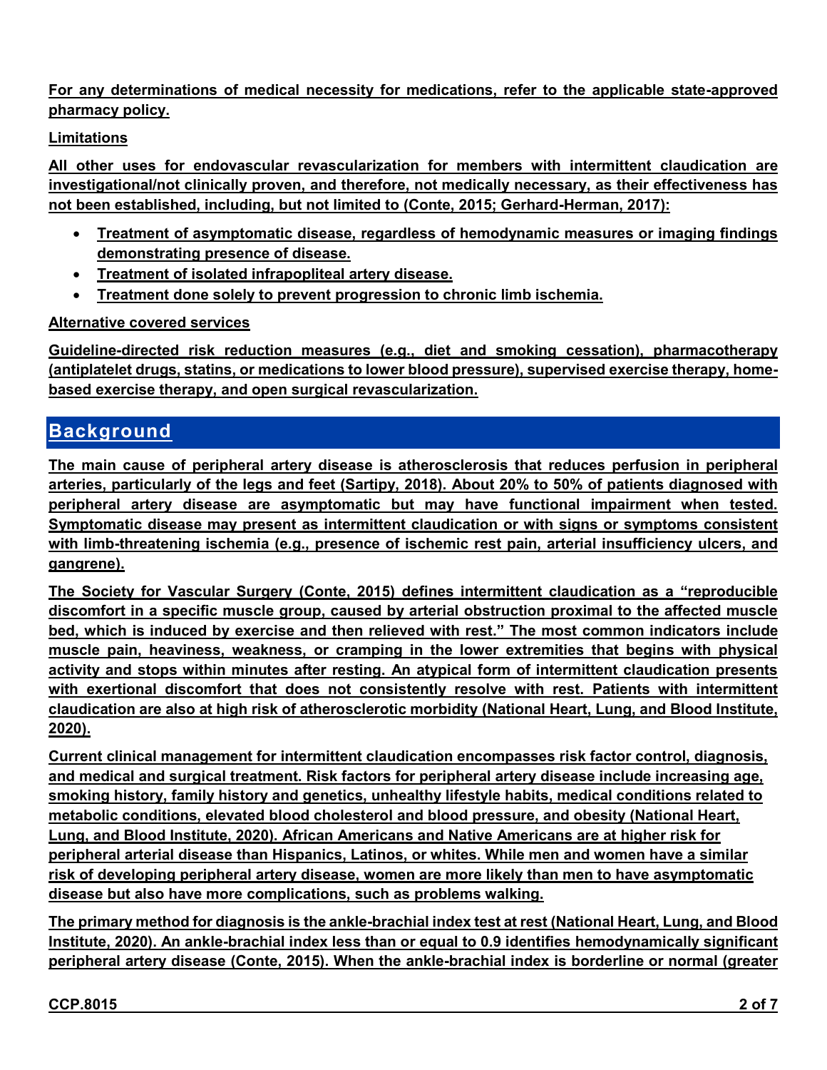**For any determinations of medical necessity for medications, refer to the applicable state-approved pharmacy policy.**

**Limitations**

**All other uses for endovascular revascularization for members with intermittent claudication are investigational/not clinically proven, and therefore, not medically necessary, as their effectiveness has not been established, including, but not limited to (Conte, 2015; Gerhard-Herman, 2017):**

- **Treatment of asymptomatic disease, regardless of hemodynamic measures or imaging findings demonstrating presence of disease.**
- **Treatment of isolated infrapopliteal artery disease.**
- **Treatment done solely to prevent progression to chronic limb ischemia.**

**Alternative covered services**

**Guideline-directed risk reduction measures (e.g., diet and smoking cessation), pharmacotherapy (antiplatelet drugs, statins, or medications to lower blood pressure), supervised exercise therapy, home-based exercise therapy, and open surgical revascularization.**

## Background

**The main cause of peripheral artery disease is atherosclerosis that reduces perfusion in peripheral arteries, particularly of the legs and feet (Sartipy, 2018). About 20% to 50% of patients diagnosed with peripheral artery disease are asymptomatic but may have functional impairment when tested. Symptomatic disease may present as intermittent claudication or with signs or symptoms consistent with limb-threatening ischemia (e.g., presence of ischemic rest pain, arterial insufficiency ulcers, and gangrene).**

**The Society for Vascular Surgery (Conte, 2015) defines intermittent claudication as a "reproducible discomfort in a specific muscle group, caused by arterial obstruction proximal to the affected muscle bed, which is induced by exercise and then relieved with rest." The most common indicators include muscle pain, heaviness, weakness, or cramping in the lower extremities that begins with physical activity and stops within minutes after resting. An atypical form of intermittent claudication presents with exertional discomfort that does not consistently resolve with rest. Patients with intermittent claudication are also at high risk of atherosclerotic morbidity (National Heart, Lung, and Blood Institute, 2020).**

**Current clinical management for intermittent claudication encompasses risk factor control, diagnosis, and medical and surgical treatment. Risk factors for peripheral artery disease include increasing age, smoking history, family history and genetics, unhealthy lifestyle habits, medical conditions related to metabolic conditions, elevated blood cholesterol and blood pressure, and obesity (National Heart, Lung, and Blood Institute, 2020). African Americans and Native Americans are at higher risk for peripheral arterial disease than Hispanics, Latinos, or whites. While men and women have a similar risk of developing peripheral artery disease, women are more likely than men to have asymptomatic disease but also have more complications, such as problems walking.**

**The primary method for diagnosis is the ankle-brachial index test at rest (National Heart, Lung, and Blood Institute, 2020). An ankle-brachial index less than or equal to 0.9 identifies hemodynamically significant peripheral artery disease (Conte, 2015). When the ankle-brachial index is borderline or normal (greater**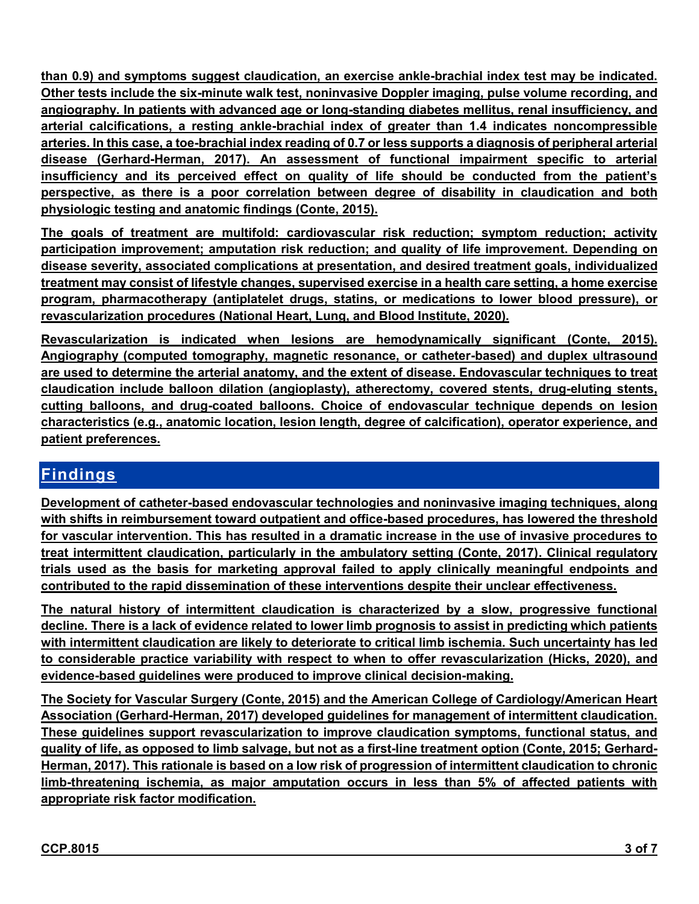than 0.9) and symptoms suggest claudication, an exercise ankle-brachial index test may be indicated. Other tests include the six-minute walk test, noninvasive Doppler imaging, pulse volume recording, and angiography. In patients with advanced age or long-standing diabetes mellitus, renal insufficiency, and arterial calcifications, a resting ankle-brachial index of greater than 1.4 indicates noncompressible arteries. In this case, a toe-brachial index reading of 0.7 or less supports a diagnosis of peripheral arterial disease (Gerhard-Herman, 2017). An assessment of functional impairment specific to arterial insufficiency and its perceived effect on quality of life should be conducted from the patient's perspective, as there is a poor correlation between degree of disability in claudication and both physiologic testing and anatomic findings (Conte, 2015).

The goals of treatment are multifold: cardiovascular risk reduction; symptom reduction; activity participation improvement; amputation risk reduction; and quality of life improvement. Depending on disease severity, associated complications at presentation, and desired treatment goals, individualized treatment may consist of lifestyle changes, supervised exercise in a health care setting, a home exercise program, pharmacotherapy (antiplatelet drugs, statins, or medications to lower blood pressure), or revascularization procedures (National Heart, Lung, and Blood Institute, 2020).

Revascularization is indicated when lesions are hemodynamically significant (Conte, 2015). Angiography (computed tomography, magnetic resonance, or catheter-based) and duplex ultrasound are used to determine the arterial anatomy, and the extent of disease. Endovascular techniques to treat claudication include balloon dilation (angioplasty), atherectomy, covered stents, drug-eluting stents, cutting balloons, and drug-coated balloons. Choice of endovascular technique depends on lesion characteristics (e.g., anatomic location, lesion length, degree of calcification), operator experience, and patient preferences.

## Findings

Development of catheter-based endovascular technologies and noninvasive imaging techniques, along with shifts in reimbursement toward outpatient and office-based procedures, has lowered the threshold for vascular intervention. This has resulted in a dramatic increase in the use of invasive procedures to treat intermittent claudication, particularly in the ambulatory setting (Conte, 2017). Clinical regulatory trials used as the basis for marketing approval failed to apply clinically meaningful endpoints and contributed to the rapid dissemination of these interventions despite their unclear effectiveness.

The natural history of intermittent claudication is characterized by a slow, progressive functional decline. There is a lack of evidence related to lower limb prognosis to assist in predicting which patients with intermittent claudication are likely to deteriorate to critical limb ischemia. Such uncertainty has led to considerable practice variability with respect to when to offer revascularization (Hicks, 2020), and evidence-based guidelines were produced to improve clinical decision-making.

The Society for Vascular Surgery (Conte, 2015) and the American College of Cardiology/American Heart Association (Gerhard-Herman, 2017) developed guidelines for management of intermittent claudication. These guidelines support revascularization to improve claudication symptoms, functional status, and quality of life, as opposed to limb salvage, but not as a first-line treatment option (Conte, 2015; Gerhard-Herman, 2017). This rationale is based on a low risk of progression of intermittent claudication to chronic limb-threatening ischemia, as major amputation occurs in less than 5% of affected patients with appropriate risk factor modification.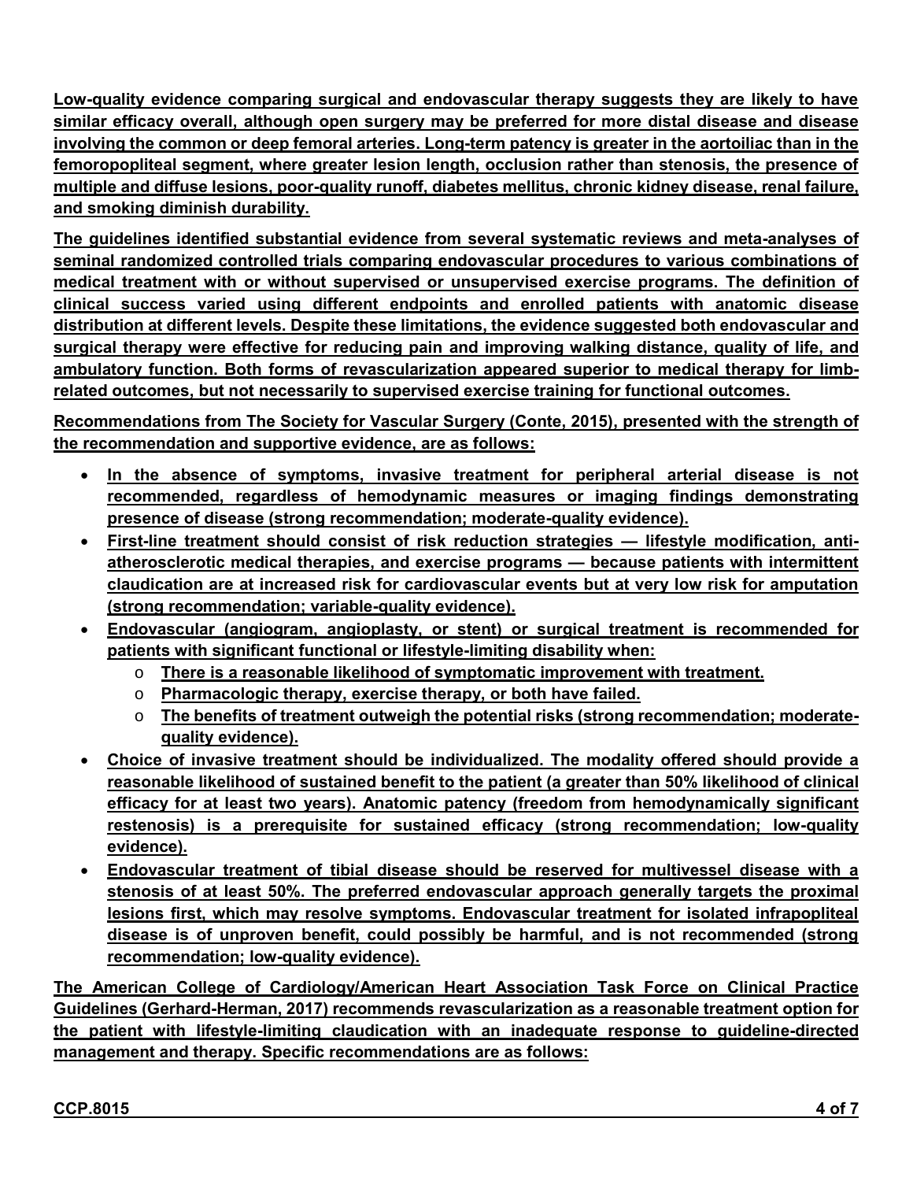Low-quality evidence comparing surgical and endovascular therapy suggests they are likely to have similar efficacy overall, although open surgery may be preferred for more distal disease and disease involving the common or deep femoral arteries. Long-term patency is greater in the aortoiliac than in the femoropopliteal segment, where greater lesion length, occlusion rather than stenosis, the presence of multiple and diffuse lesions, poor-quality runoff, diabetes mellitus, chronic kidney disease, renal failure, and smoking diminish durability.

The guidelines identified substantial evidence from several systematic reviews and meta-analyses of seminal randomized controlled trials comparing endovascular procedures to various combinations of medical treatment with or without supervised or unsupervised exercise programs. The definition of clinical success varied using different endpoints and enrolled patients with anatomic disease distribution at different levels. Despite these limitations, the evidence suggested both endovascular and surgical therapy were effective for reducing pain and improving walking distance, quality of life, and ambulatory function. Both forms of revascularization appeared superior to medical therapy for limb-related outcomes, but not necessarily to supervised exercise training for functional outcomes.

Recommendations from The Society for Vascular Surgery (Conte, 2015), presented with the strength of the recommendation and supportive evidence, are as follows:

- In the absence of symptoms, invasive treatment for peripheral arterial disease is not recommended, regardless of hemodynamic measures or imaging findings demonstrating presence of disease (strong recommendation; moderate-quality evidence).
- First-line treatment should consist of risk reduction strategies — lifestyle modification, anti-atherosclerotic medical therapies, and exercise programs — because patients with intermittent claudication are at increased risk for cardiovascular events but at very low risk for amputation (strong recommendation; variable-quality evidence).
- Endovascular (angiogram, angioplasty, or stent) or surgical treatment is recommended for patients with significant functional or lifestyle-limiting disability when:
  - There is a reasonable likelihood of symptomatic improvement with treatment.
  - Pharmacologic therapy, exercise therapy, or both have failed.
  - The benefits of treatment outweigh the potential risks (strong recommendation; moderate-quality evidence).
- Choice of invasive treatment should be individualized. The modality offered should provide a reasonable likelihood of sustained benefit to the patient (a greater than 50% likelihood of clinical efficacy for at least two years). Anatomic patency (freedom from hemodynamically significant restenosis) is a prerequisite for sustained efficacy (strong recommendation; low-quality evidence).
- Endovascular treatment of tibial disease should be reserved for multivessel disease with a stenosis of at least 50%. The preferred endovascular approach generally targets the proximal lesions first, which may resolve symptoms. Endovascular treatment for isolated infrapopliteal disease is of unproven benefit, could possibly be harmful, and is not recommended (strong recommendation; low-quality evidence).

The American College of Cardiology/American Heart Association Task Force on Clinical Practice Guidelines (Gerhard-Herman, 2017) recommends revascularization as a reasonable treatment option for the patient with lifestyle-limiting claudication with an inadequate response to guideline-directed management and therapy. Specific recommendations are as follows: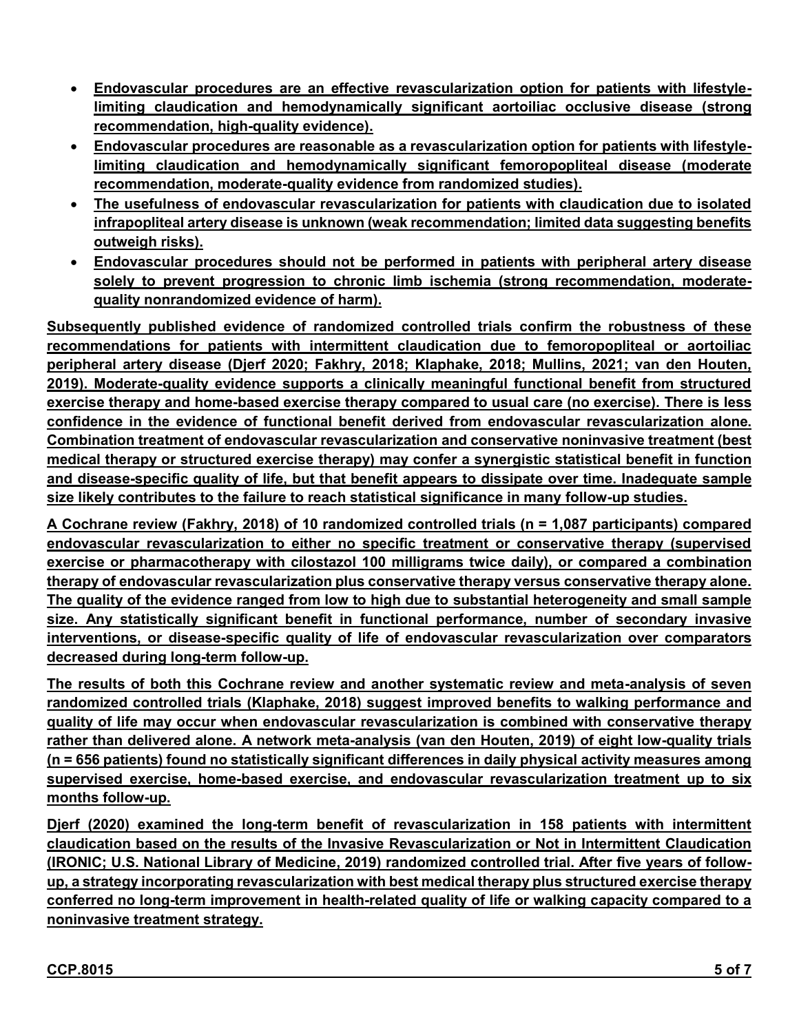- **Endovascular procedures are an effective revascularization option for patients with lifestyle-limiting claudication and hemodynamically significant aortoiliac occlusive disease (strong recommendation, high-quality evidence).**
- **Endovascular procedures are reasonable as a revascularization option for patients with lifestyle-limiting claudication and hemodynamically significant femoropopliteal disease (moderate recommendation, moderate-quality evidence from randomized studies).**
- **The usefulness of endovascular revascularization for patients with claudication due to isolated infrapopliteal artery disease is unknown (weak recommendation; limited data suggesting benefits outweigh risks).**
- **Endovascular procedures should not be performed in patients with peripheral artery disease solely to prevent progression to chronic limb ischemia (strong recommendation, moderate-quality nonrandomized evidence of harm).**

**Subsequently published evidence of randomized controlled trials confirm the robustness of these recommendations for patients with intermittent claudication due to femoropopliteal or aortoiliac peripheral artery disease (Djerf 2020; Fakhry, 2018; Klaphake, 2018; Mullins, 2021; van den Houten, 2019). Moderate-quality evidence supports a clinically meaningful functional benefit from structured exercise therapy and home-based exercise therapy compared to usual care (no exercise). There is less confidence in the evidence of functional benefit derived from endovascular revascularization alone. Combination treatment of endovascular revascularization and conservative noninvasive treatment (best medical therapy or structured exercise therapy) may confer a synergistic statistical benefit in function and disease-specific quality of life, but that benefit appears to dissipate over time. Inadequate sample size likely contributes to the failure to reach statistical significance in many follow-up studies.**

**A Cochrane review (Fakhry, 2018) of 10 randomized controlled trials (n = 1,087 participants) compared endovascular revascularization to either no specific treatment or conservative therapy (supervised exercise or pharmacotherapy with cilostazol 100 milligrams twice daily), or compared a combination therapy of endovascular revascularization plus conservative therapy versus conservative therapy alone. The quality of the evidence ranged from low to high due to substantial heterogeneity and small sample size. Any statistically significant benefit in functional performance, number of secondary invasive interventions, or disease-specific quality of life of endovascular revascularization over comparators decreased during long-term follow-up.**

**The results of both this Cochrane review and another systematic review and meta-analysis of seven randomized controlled trials (Klaphake, 2018) suggest improved benefits to walking performance and quality of life may occur when endovascular revascularization is combined with conservative therapy rather than delivered alone. A network meta-analysis (van den Houten, 2019) of eight low-quality trials (n = 656 patients) found no statistically significant differences in daily physical activity measures among supervised exercise, home-based exercise, and endovascular revascularization treatment up to six months follow-up.**

**Djerf (2020) examined the long-term benefit of revascularization in 158 patients with intermittent claudication based on the results of the Invasive Revascularization or Not in Intermittent Claudication (IRONIC; U.S. National Library of Medicine, 2019) randomized controlled trial. After five years of follow-up, a strategy incorporating revascularization with best medical therapy plus structured exercise therapy conferred no long-term improvement in health-related quality of life or walking capacity compared to a noninvasive treatment strategy.**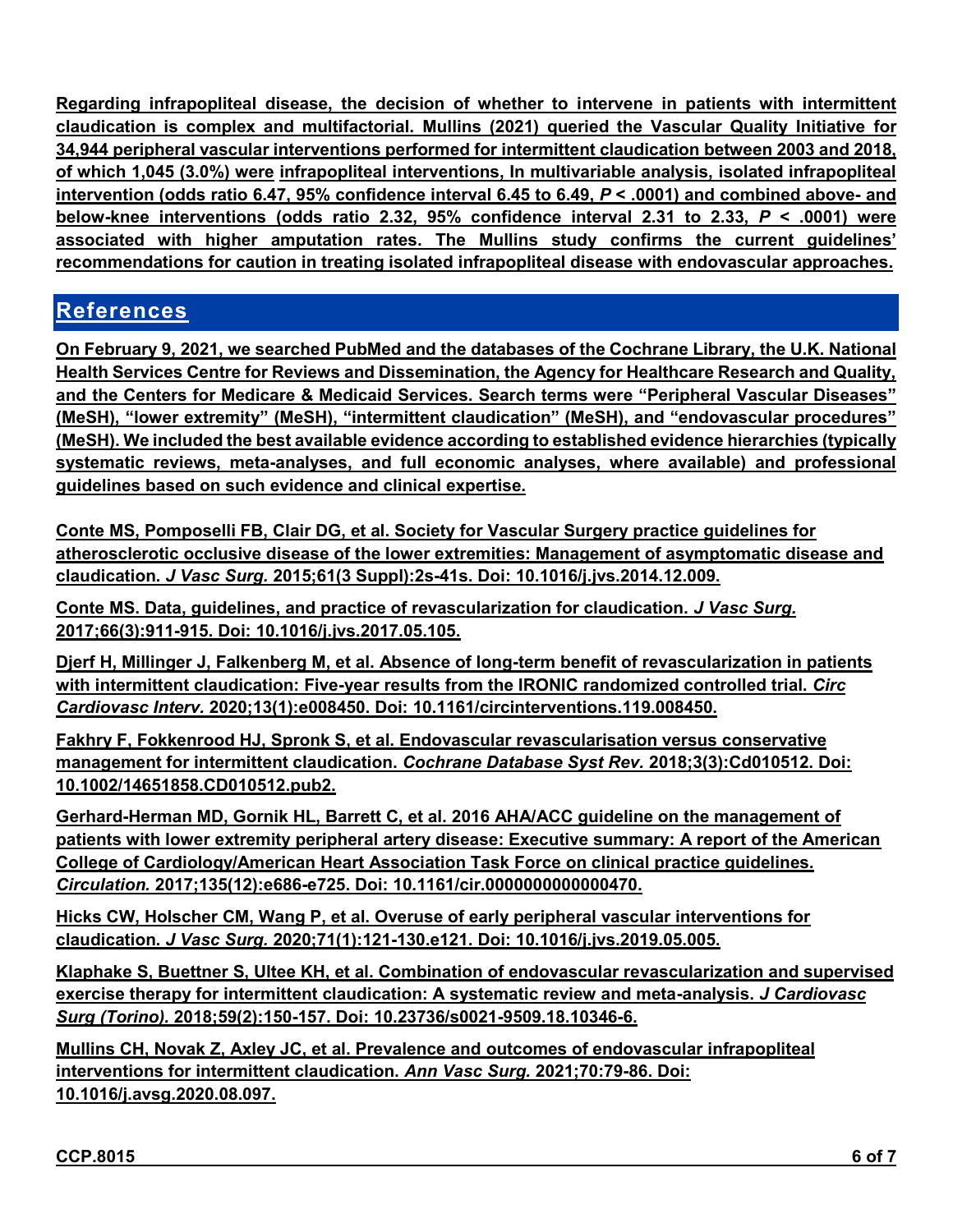Regarding infrapopliteal disease, the decision of whether to intervene in patients with intermittent claudication is complex and multifactorial. Mullins (2021) queried the Vascular Quality Initiative for 34,944 peripheral vascular interventions performed for intermittent claudication between 2003 and 2018, of which 1,045 (3.0%) were infrapopliteal interventions, In multivariable analysis, isolated infrapopliteal intervention (odds ratio 6.47, 95% confidence interval 6.45 to 6.49, $P < .0001$) and combined above- and below-knee interventions (odds ratio 2.32, 95% confidence interval 2.31 to 2.33, $P < .0001$) were associated with higher amputation rates. The Mullins study confirms the current guidelines' recommendations for caution in treating isolated infrapopliteal disease with endovascular approaches.

## References

On February 9, 2021, we searched PubMed and the databases of the Cochrane Library, the U.K. National Health Services Centre for Reviews and Dissemination, the Agency for Healthcare Research and Quality, and the Centers for Medicare & Medicaid Services. Search terms were "Peripheral Vascular Diseases" (MeSH), "lower extremity" (MeSH), "intermittent claudication" (MeSH), and "endovascular procedures" (MeSH). We included the best available evidence according to established evidence hierarchies (typically systematic reviews, meta-analyses, and full economic analyses, where available) and professional guidelines based on such evidence and clinical expertise.

Conte MS, Pomposelli FB, Clair DG, et al. Society for Vascular Surgery practice guidelines for atherosclerotic occlusive disease of the lower extremities: Management of asymptomatic disease and claudication. *J Vasc Surg.* 2015;61(3 Suppl):2s-41s. Doi: 10.1016/j.jvs.2014.12.009.

Conte MS. Data, guidelines, and practice of revascularization for claudication. *J Vasc Surg.* 2017;66(3):911-915. Doi: 10.1016/j.jvs.2017.05.105.

Djerf H, Millinger J, Falkenberg M, et al. Absence of long-term benefit of revascularization in patients with intermittent claudication: Five-year results from the IRONIC randomized controlled trial. *Circ Cardiovasc Interv.* 2020;13(1):e008450. Doi: 10.1161/circinterventions.119.008450.

Fakhry F, Fokkenrood HJ, Spronk S, et al. Endovascular revascularisation versus conservative management for intermittent claudication. *Cochrane Database Syst Rev.* 2018;3(3):Cd010512. Doi: 10.1002/14651858.CD010512.pub2.

Gerhard-Herman MD, Gornik HL, Barrett C, et al. 2016 AHA/ACC guideline on the management of patients with lower extremity peripheral artery disease: Executive summary: A report of the American College of Cardiology/American Heart Association Task Force on clinical practice guidelines. *Circulation.* 2017;135(12):e686-e725. Doi: 10.1161/cir.0000000000000470.

Hicks CW, Holscher CM, Wang P, et al. Overuse of early peripheral vascular interventions for claudication. *J Vasc Surg.* 2020;71(1):121-130.e121. Doi: 10.1016/j.jvs.2019.05.005.

Klaphake S, Buettner S, Ultee KH, et al. Combination of endovascular revascularization and supervised exercise therapy for intermittent claudication: A systematic review and meta-analysis. *J Cardiovasc Surg (Torino).* 2018;59(2):150-157. Doi: 10.23736/s0021-9509.18.10346-6.

Mullins CH, Novak Z, Axley JC, et al. Prevalence and outcomes of endovascular infrapopliteal interventions for intermittent claudication. *Ann Vasc Surg.* 2021;70:79-86. Doi: 10.1016/j.avsg.2020.08.097.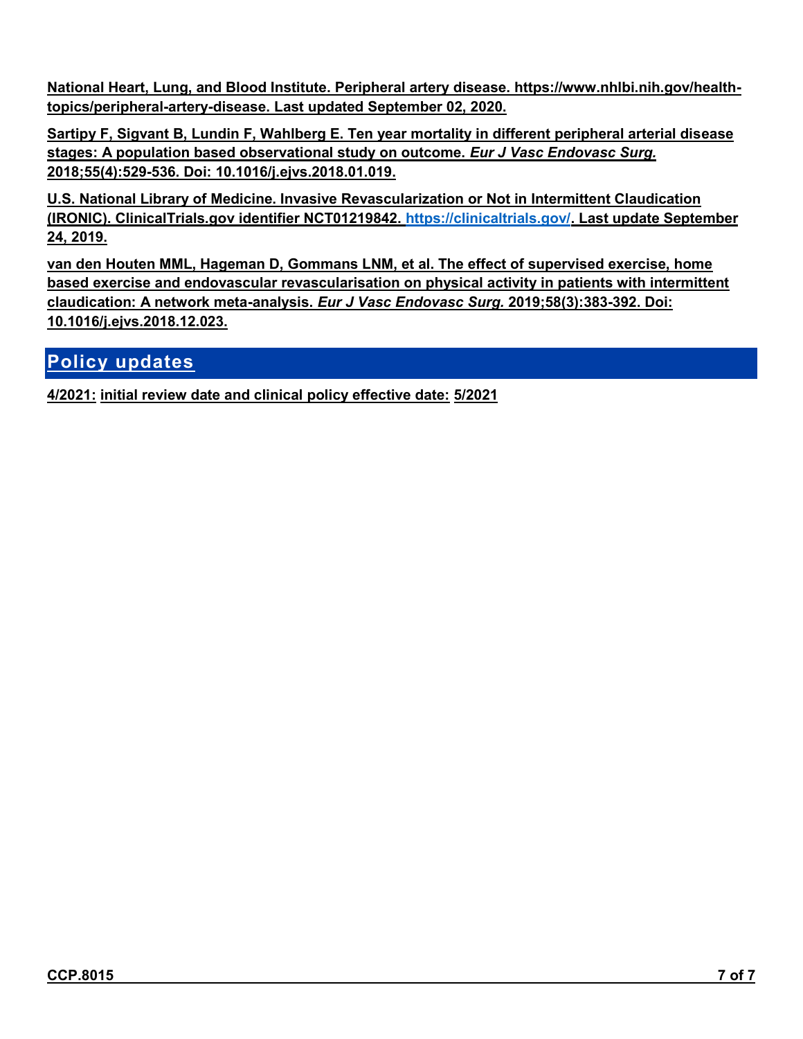National Heart, Lung, and Blood Institute. Peripheral artery disease. https://www.nhlbi.nih.gov/health-topics/peripheral-artery-disease. Last updated September 02, 2020.

Sartipy F, Sigvant B, Lundin F, Wahlberg E. Ten year mortality in different peripheral arterial disease stages: A population based observational study on outcome. *Eur J Vasc Endovasc Surg.* 2018;55(4):529-536. Doi: 10.1016/j.ejvs.2018.01.019.

U.S. National Library of Medicine. Invasive Revascularization or Not in Intermittent Claudication (IRONIC). ClinicalTrials.gov identifier NCT01219842. https://clinicaltrials.gov/. Last update September 24, 2019.

van den Houten MML, Hageman D, Gommans LNM, et al. The effect of supervised exercise, home based exercise and endovascular revascularisation on physical activity in patients with intermittent claudication: A network meta-analysis. *Eur J Vasc Endovasc Surg.* 2019;58(3):383-392. Doi: 10.1016/j.ejvs.2018.12.023.

## Policy updates

4/2021: initial review date and clinical policy effective date: 5/2021